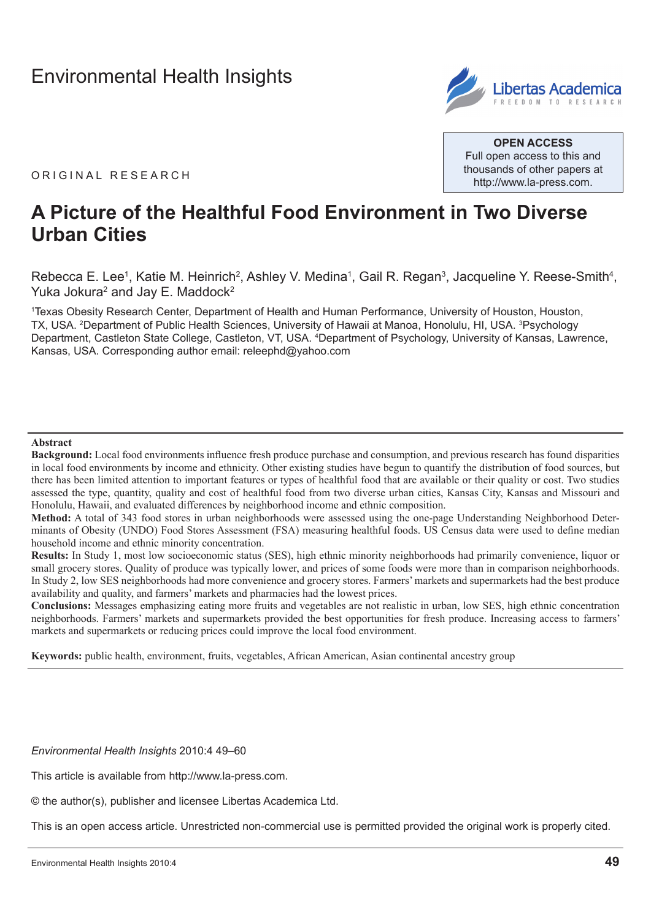Environmental Health Insights

ORIGINAL RESEARCH

**OPEN ACCESS**
Full open access to this and thousands of other papers at http://www.la-press.com.

# A Picture of the Healthful Food Environment in Two Diverse Urban Cities

Rebecca E. Lee[1], Katie M. Heinrich[2], Ashley V. Medina[1], Gail R. Regan[3], Jacqueline Y. Reese-Smith[4], Yuka Jokura[2] and Jay E. Maddock[2]

[1]Texas Obesity Research Center, Department of Health and Human Performance, University of Houston, Houston, TX, USA. [2]Department of Public Health Sciences, University of Hawaii at Manoa, Honolulu, HI, USA. [3]Psychology Department, Castleton State College, Castleton, VT, USA. [4]Department of Psychology, University of Kansas, Lawrence, Kansas, USA. Corresponding author email: releephd@yahoo.com

**Abstract**

**Background:** Local food environments influence fresh produce purchase and consumption, and previous research has found disparities in local food environments by income and ethnicity. Other existing studies have begun to quantify the distribution of food sources, but there has been limited attention to important features or types of healthful food that are available or their quality or cost. Two studies assessed the type, quantity, quality and cost of healthful food from two diverse urban cities, Kansas City, Kansas and Missouri and Honolulu, Hawaii, and evaluated differences by neighborhood income and ethnic composition.

**Method:** A total of 343 food stores in urban neighborhoods were assessed using the one-page Understanding Neighborhood Determinants of Obesity (UNDO) Food Stores Assessment (FSA) measuring healthful foods. US Census data were used to define median household income and ethnic minority concentration.

**Results:** In Study 1, most low socioeconomic status (SES), high ethnic minority neighborhoods had primarily convenience, liquor or small grocery stores. Quality of produce was typically lower, and prices of some foods were more than in comparison neighborhoods. In Study 2, low SES neighborhoods had more convenience and grocery stores. Farmers' markets and supermarkets had the best produce availability and quality, and farmers' markets and pharmacies had the lowest prices.

**Conclusions:** Messages emphasizing eating more fruits and vegetables are not realistic in urban, low SES, high ethnic concentration neighborhoods. Farmers' markets and supermarkets provided the best opportunities for fresh produce. Increasing access to farmers' markets and supermarkets or reducing prices could improve the local food environment.

**Keywords:** public health, environment, fruits, vegetables, African American, Asian continental ancestry group

*Environmental Health Insights* 2010:4 49–60

This article is available from http://www.la-press.com.

© the author(s), publisher and licensee Libertas Academica Ltd.

This is an open access article. Unrestricted non-commercial use is permitted provided the original work is properly cited.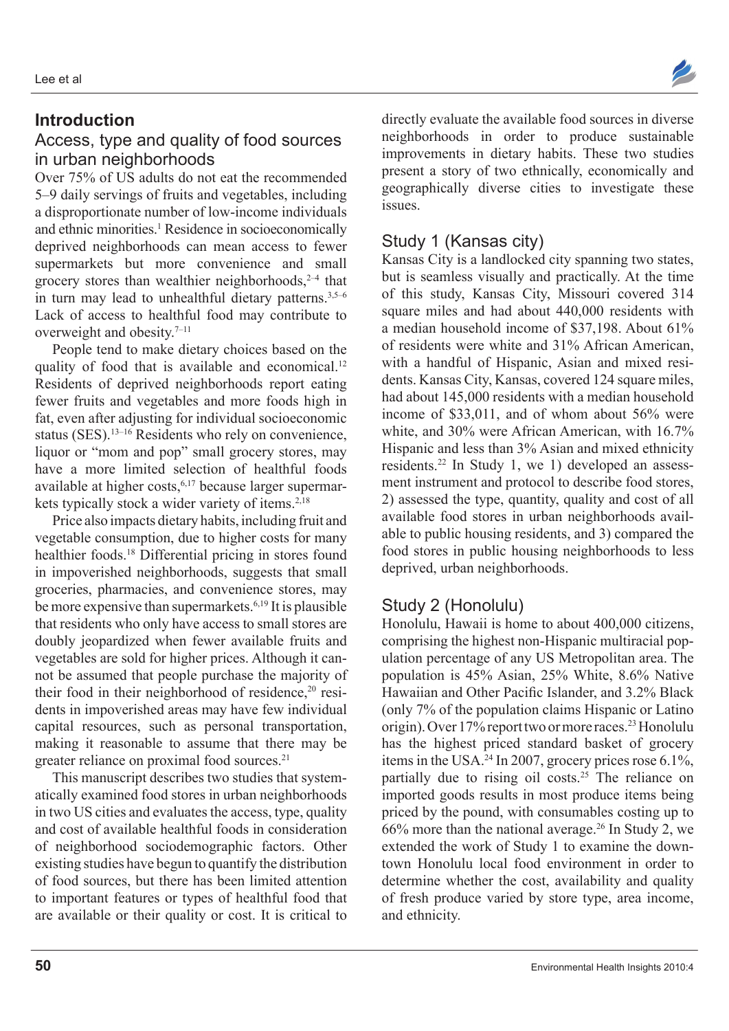## Introduction

### Access, type and quality of food sources in urban neighborhoods

Over 75% of US adults do not eat the recommended 5–9 daily servings of fruits and vegetables, including a disproportionate number of low-income individuals and ethnic minorities.[1] Residence in socioeconomically deprived neighborhoods can mean access to fewer supermarkets but more convenience and small grocery stores than wealthier neighborhoods,[2–4] that in turn may lead to unhealthful dietary patterns.[3,5–6] Lack of access to healthful food may contribute to overweight and obesity.[7–11]

People tend to make dietary choices based on the quality of food that is available and economical.[12] Residents of deprived neighborhoods report eating fewer fruits and vegetables and more foods high in fat, even after adjusting for individual socioeconomic status (SES).[13–16] Residents who rely on convenience, liquor or "mom and pop" small grocery stores, may have a more limited selection of healthful foods available at higher costs,[6,17] because larger supermarkets typically stock a wider variety of items.[2,18]

Price also impacts dietary habits, including fruit and vegetable consumption, due to higher costs for many healthier foods.[18] Differential pricing in stores found in impoverished neighborhoods, suggests that small groceries, pharmacies, and convenience stores, may be more expensive than supermarkets.[6,19] It is plausible that residents who only have access to small stores are doubly jeopardized when fewer available fruits and vegetables are sold for higher prices. Although it cannot be assumed that people purchase the majority of their food in their neighborhood of residence,[20] residents in impoverished areas may have few individual capital resources, such as personal transportation, making it reasonable to assume that there may be greater reliance on proximal food sources.[21]

This manuscript describes two studies that systematically examined food stores in urban neighborhoods in two US cities and evaluates the access, type, quality and cost of available healthful foods in consideration of neighborhood sociodemographic factors. Other existing studies have begun to quantify the distribution of food sources, but there has been limited attention to important features or types of healthful food that are available or their quality or cost. It is critical to directly evaluate the available food sources in diverse neighborhoods in order to produce sustainable improvements in dietary habits. These two studies present a story of two ethnically, economically and geographically diverse cities to investigate these issues.

### Study 1 (Kansas city)

Kansas City is a landlocked city spanning two states, but is seamless visually and practically. At the time of this study, Kansas City, Missouri covered 314 square miles and had about 440,000 residents with a median household income of $37,198. About 61% of residents were white and 31% African American, with a handful of Hispanic, Asian and mixed residents. Kansas City, Kansas, covered 124 square miles, had about 145,000 residents with a median household income of $33,011, and of whom about 56% were white, and 30% were African American, with 16.7% Hispanic and less than 3% Asian and mixed ethnicity residents.[22] In Study 1, we 1) developed an assessment instrument and protocol to describe food stores, 2) assessed the type, quantity, quality and cost of all available food stores in urban neighborhoods available to public housing residents, and 3) compared the food stores in public housing neighborhoods to less deprived, urban neighborhoods.

### Study 2 (Honolulu)

Honolulu, Hawaii is home to about 400,000 citizens, comprising the highest non-Hispanic multiracial population percentage of any US Metropolitan area. The population is 45% Asian, 25% White, 8.6% Native Hawaiian and Other Pacific Islander, and 3.2% Black (only 7% of the population claims Hispanic or Latino origin). Over 17% report two or more races.[23] Honolulu has the highest priced standard basket of grocery items in the USA.[24] In 2007, grocery prices rose 6.1%, partially due to rising oil costs.[25] The reliance on imported goods results in most produce items being priced by the pound, with consumables costing up to 66% more than the national average.[26] In Study 2, we extended the work of Study 1 to examine the downtown Honolulu local food environment in order to determine whether the cost, availability and quality of fresh produce varied by store type, area income, and ethnicity.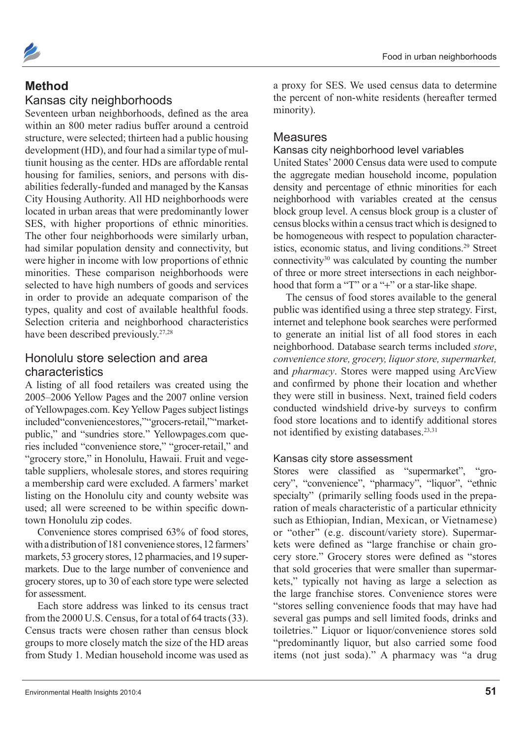## Method

### Kansas city neighborhoods

Seventeen urban neighborhoods, defined as the area within an 800 meter radius buffer around a centroid structure, were selected; thirteen had a public housing development (HD), and four had a similar type of multiunit housing as the center. HDs are affordable rental housing for families, seniors, and persons with disabilities federally-funded and managed by the Kansas City Housing Authority. All HD neighborhoods were located in urban areas that were predominantly lower SES, with higher proportions of ethnic minorities. The other four neighborhoods were similarly urban, had similar population density and connectivity, but were higher in income with low proportions of ethnic minorities. These comparison neighborhoods were selected to have high numbers of goods and services in order to provide an adequate comparison of the types, quality and cost of available healthful foods. Selection criteria and neighborhood characteristics have been described previously.[27,28]

### Honolulu store selection and area characteristics

A listing of all food retailers was created using the 2005–2006 Yellow Pages and the 2007 online version of Yellowpages.com. Key Yellow Pages subject listings included"conveniencestores,""grocers-retail,""market-public," and "sundries store." Yellowpages.com queries included "convenience store," "grocer-retail," and "grocery store," in Honolulu, Hawaii. Fruit and vegetable suppliers, wholesale stores, and stores requiring a membership card were excluded. A farmers' market listing on the Honolulu city and county website was used; all were screened to be within specific downtown Honolulu zip codes.

Convenience stores comprised 63% of food stores, with a distribution of 181 convenience stores, 12 farmers' markets, 53 grocery stores, 12 pharmacies, and 19 supermarkets. Due to the large number of convenience and grocery stores, up to 30 of each store type were selected for assessment.

Each store address was linked to its census tract from the 2000 U.S. Census, for a total of 64 tracts (33). Census tracts were chosen rather than census block groups to more closely match the size of the HD areas from Study 1. Median household income was used as a proxy for SES. We used census data to determine the percent of non-white residents (hereafter termed minority).

## Measures

### Kansas city neighborhood level variables

United States' 2000 Census data were used to compute the aggregate median household income, population density and percentage of ethnic minorities for each neighborhood with variables created at the census block group level. A census block group is a cluster of census blocks within a census tract which is designed to be homogeneous with respect to population characteristics, economic status, and living conditions.[29] Street connectivity[30] was calculated by counting the number of three or more street intersections in each neighborhood that form a "T" or a "+" or a star-like shape.

The census of food stores available to the general public was identified using a three step strategy. First, internet and telephone book searches were performed to generate an initial list of all food stores in each neighborhood. Database search terms included *store*, *convenience store, grocery, liquor store, supermarket,* and *pharmacy*. Stores were mapped using ArcView and confirmed by phone their location and whether they were still in business. Next, trained field coders conducted windshield drive-by surveys to confirm food store locations and to identify additional stores not identified by existing databases.[23,31]

### Kansas city store assessment

Stores were classified as "supermarket", "grocery", "convenience", "pharmacy", "liquor", "ethnic specialty" (primarily selling foods used in the preparation of meals characteristic of a particular ethnicity such as Ethiopian, Indian, Mexican, or Vietnamese) or "other" (e.g. discount/variety store). Supermarkets were defined as "large franchise or chain grocery store." Grocery stores were defined as "stores that sold groceries that were smaller than supermarkets," typically not having as large a selection as the large franchise stores. Convenience stores were "stores selling convenience foods that may have had several gas pumps and sell limited foods, drinks and toiletries." Liquor or liquor/convenience stores sold "predominantly liquor, but also carried some food items (not just soda)." A pharmacy was "a drug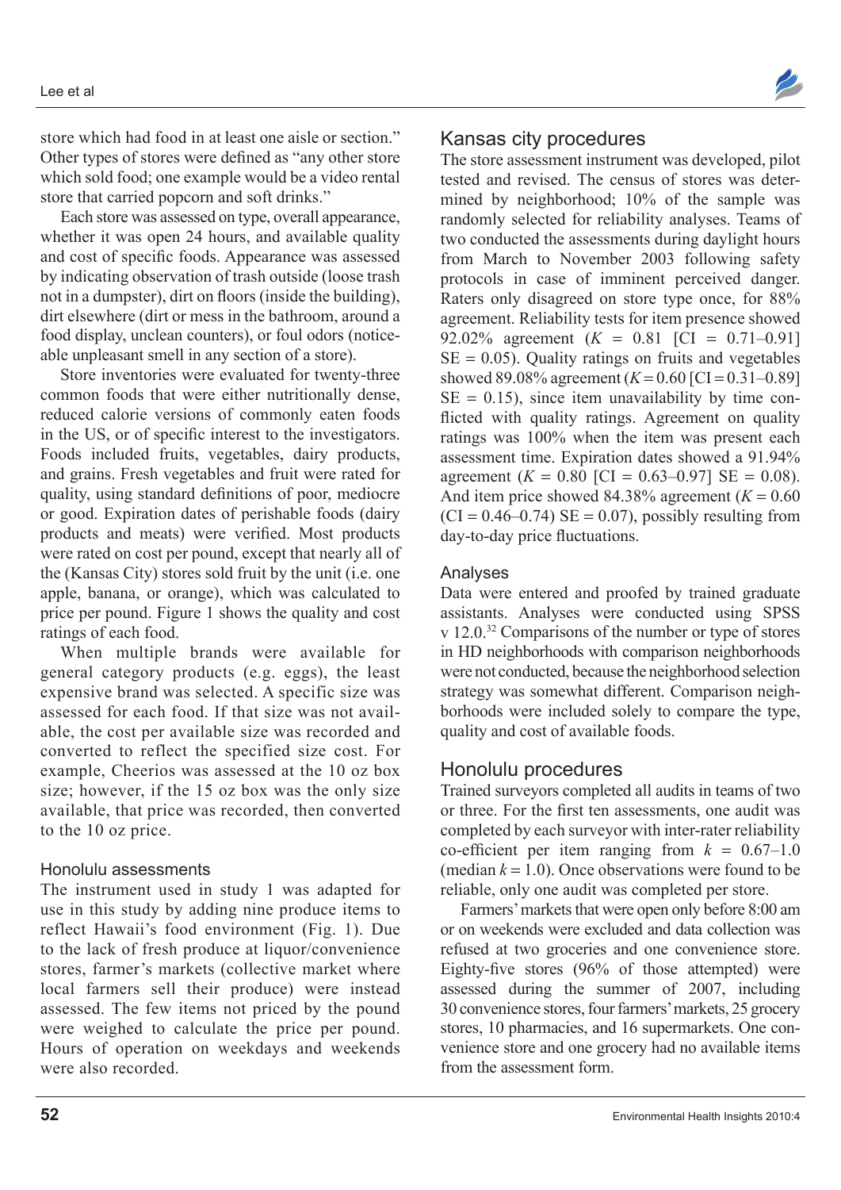store which had food in at least one aisle or section." Other types of stores were defined as "any other store which sold food; one example would be a video rental store that carried popcorn and soft drinks."

Each store was assessed on type, overall appearance, whether it was open 24 hours, and available quality and cost of specific foods. Appearance was assessed by indicating observation of trash outside (loose trash not in a dumpster), dirt on floors (inside the building), dirt elsewhere (dirt or mess in the bathroom, around a food display, unclean counters), or foul odors (noticeable unpleasant smell in any section of a store).

Store inventories were evaluated for twenty-three common foods that were either nutritionally dense, reduced calorie versions of commonly eaten foods in the US, or of specific interest to the investigators. Foods included fruits, vegetables, dairy products, and grains. Fresh vegetables and fruit were rated for quality, using standard definitions of poor, mediocre or good. Expiration dates of perishable foods (dairy products and meats) were verified. Most products were rated on cost per pound, except that nearly all of the (Kansas City) stores sold fruit by the unit (i.e. one apple, banana, or orange), which was calculated to price per pound. Figure 1 shows the quality and cost ratings of each food.

When multiple brands were available for general category products (e.g. eggs), the least expensive brand was selected. A specific size was assessed for each food. If that size was not available, the cost per available size was recorded and converted to reflect the specified size cost. For example, Cheerios was assessed at the 10 oz box size; however, if the 15 oz box was the only size available, that price was recorded, then converted to the 10 oz price.

### Honolulu assessments

The instrument used in study 1 was adapted for use in this study by adding nine produce items to reflect Hawaii's food environment (Fig. 1). Due to the lack of fresh produce at liquor/convenience stores, farmer's markets (collective market where local farmers sell their produce) were instead assessed. The few items not priced by the pound were weighed to calculate the price per pound. Hours of operation on weekdays and weekends were also recorded.

## Kansas city procedures

The store assessment instrument was developed, pilot tested and revised. The census of stores was determined by neighborhood; 10% of the sample was randomly selected for reliability analyses. Teams of two conducted the assessments during daylight hours from March to November 2003 following safety protocols in case of imminent perceived danger. Raters only disagreed on store type once, for 88% agreement. Reliability tests for item presence showed 92.02% agreement ($K$ = 0.81 [CI = 0.71–0.91] SE = 0.05). Quality ratings on fruits and vegetables showed 89.08% agreement ($K$ = 0.60 [CI = 0.31–0.89] SE = 0.15), since item unavailability by time conflicted with quality ratings. Agreement on quality ratings was 100% when the item was present each assessment time. Expiration dates showed a 91.94% agreement ($K$ = 0.80 [CI = 0.63–0.97] SE = 0.08). And item price showed 84.38% agreement ($K$ = 0.60 (CI = 0.46–0.74) SE = 0.07), possibly resulting from day-to-day price fluctuations.

### Analyses

Data were entered and proofed by trained graduate assistants. Analyses were conducted using SPSS v 12.0.[32] Comparisons of the number or type of stores in HD neighborhoods with comparison neighborhoods were not conducted, because the neighborhood selection strategy was somewhat different. Comparison neighborhoods were included solely to compare the type, quality and cost of available foods.

## Honolulu procedures

Trained surveyors completed all audits in teams of two or three. For the first ten assessments, one audit was completed by each surveyor with inter-rater reliability co-efficient per item ranging from $k$ = 0.67–1.0 (median $k$ = 1.0). Once observations were found to be reliable, only one audit was completed per store.

Farmers' markets that were open only before 8:00 am or on weekends were excluded and data collection was refused at two groceries and one convenience store. Eighty-five stores (96% of those attempted) were assessed during the summer of 2007, including 30 convenience stores, four farmers' markets, 25 grocery stores, 10 pharmacies, and 16 supermarkets. One convenience store and one grocery had no available items from the assessment form.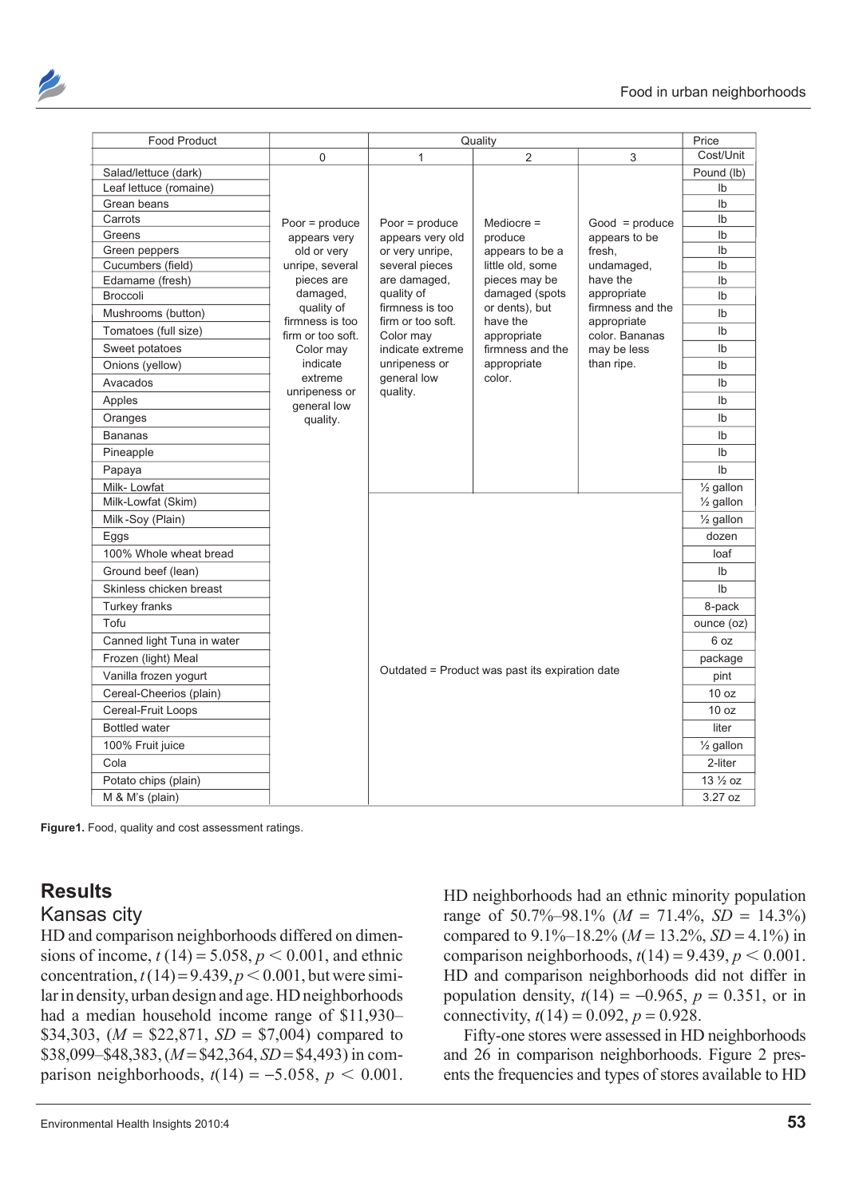| Food Product | Quality | | | | Price |
|---|---|---|---|---|---|
| | 0 | 1 | 2 | 3 | Cost/Unit |
| Salad/lettuce (dark) | Poor = produce appears very old or very unripe, several pieces are damaged, quality of firmness is too firm or too soft. Color may indicate extreme unripeness or general low quality. | Poor = produce appears very old or very unripe, several pieces are damaged, quality of firmness is too firm or too soft. Color may indicate extreme unripeness or general low quality. | Mediocre = produce appears to be a little old, some pieces may be damaged (spots or dents), but have the appropriate firmness and the appropriate color. | Good = produce appears to be fresh, undamaged, have the appropriate firmness and the appropriate color. Bananas may be less than ripe. | Pound (lb) |
| Leaf lettuce (romaine) | | | | | lb |
| Grean beans | | | | | lb |
| Carrots | | | | | lb |
| Greens | | | | | lb |
| Green peppers | | | | | lb |
| Cucumbers (field) | | | | | lb |
| Edamame (fresh) | | | | | lb |
| Broccoli | | | | | lb |
| Mushrooms (button) | | | | | lb |
| Tomatoes (full size) | | | | | lb |
| Sweet potatoes | | | | | lb |
| Onions (yellow) | | | | | lb |
| Avacados | | | | | lb |
| Apples | | | | | lb |
| Oranges | | | | | lb |
| Bananas | | | | | lb |
| Pineapple | | | | | lb |
| Papaya | | | | | lb |
| Milk- Lowfat | | | | | ½ gallon |
| Milk-Lowfat (Skim) | | Outdated = Product was past its expiration date | | | ½ gallon |
| Milk-Soy (Plain) | | | | | ½ gallon |
| Eggs | | | | | dozen |
| 100% Whole wheat bread | | | | | loaf |
| Ground beef (lean) | | | | | lb |
| Skinless chicken breast | | | | | lb |
| Turkey franks | | | | | 8-pack |
| Tofu | | | | | ounce (oz) |
| Canned light Tuna in water | | | | | 6 oz |
| Frozen (light) Meal | | | | | package |
| Vanilla frozen yogurt | | | | | pint |
| Cereal-Cheerios (plain) | | | | | 10 oz |
| Cereal-Fruit Loops | | | | | 10 oz |
| Bottled water | | | | | liter |
| 100% Fruit juice | | | | | ½ gallon |
| Cola | | | | | 2-liter |
| Potato chips (plain) | | | | | 13 ½ oz |
| M & M's (plain) | | | | | 3.27 oz |

**Figure1.** Food, quality and cost assessment ratings.

## Results

### Kansas city

HD and comparison neighborhoods differed on dimensions of income, $t\ (14) = 5.058$, $p < 0.001$, and ethnic concentration, $t\ (14) = 9.439$, $p < 0.001$, but were similar in density, urban design and age. HD neighborhoods had a median household income range of \$11,930–\$34,303, ($M$ = \$22,871, $SD$ = \$7,004) compared to \$38,099–\$48,383, ($M$ = \$42,364, $SD$ = \$4,493) in comparison neighborhoods, $t(14) = -5.058$, $p < 0.001$. HD neighborhoods had an ethnic minority population range of 50.7%–98.1% ($M$ = 71.4%, $SD$ = 14.3%) compared to 9.1%–18.2% ($M$ = 13.2%, $SD$ = 4.1%) in comparison neighborhoods, $t(14) = 9.439$, $p < 0.001$. HD and comparison neighborhoods did not differ in population density, $t(14) = -0.965$, $p = 0.351$, or in connectivity, $t(14) = 0.092$, $p = 0.928$.

Fifty-one stores were assessed in HD neighborhoods and 26 in comparison neighborhoods. Figure 2 presents the frequencies and types of stores available to HD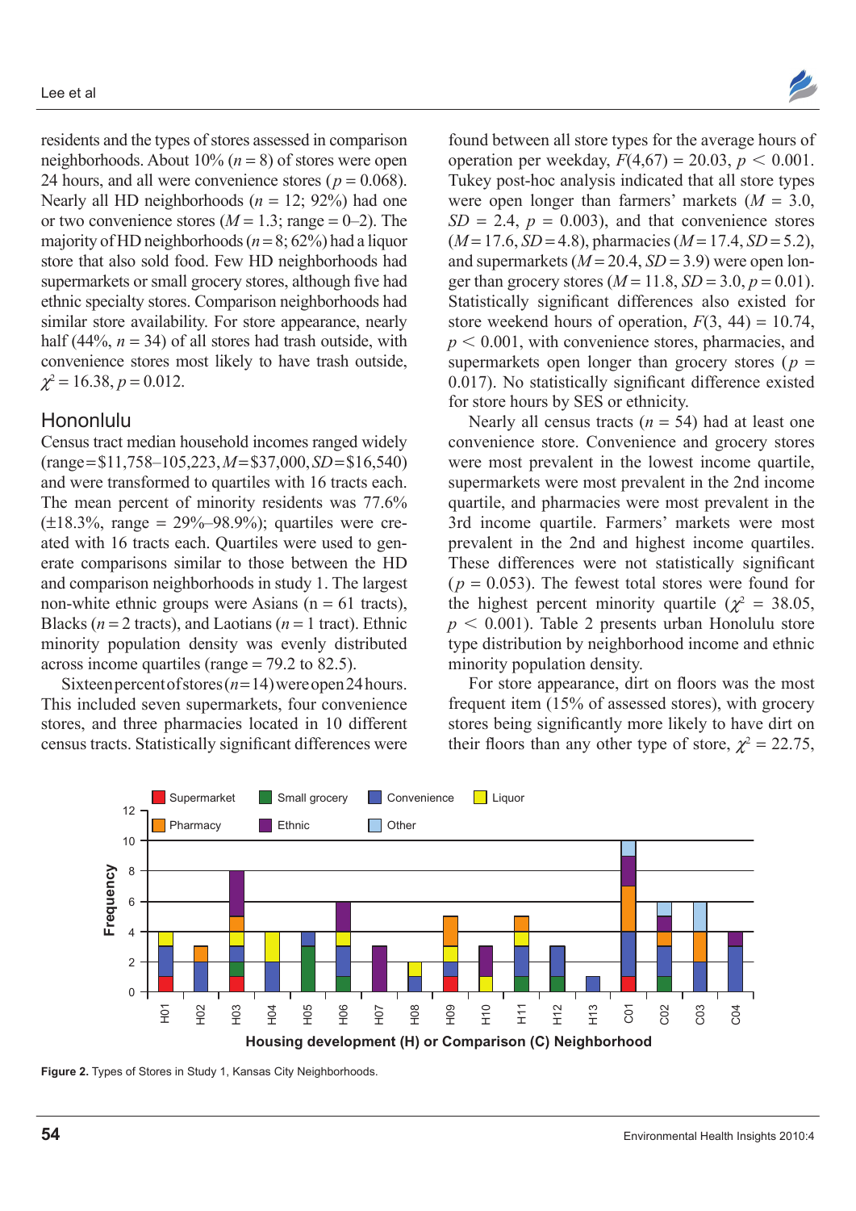residents and the types of stores assessed in comparison neighborhoods. About 10% ($n = 8$) of stores were open 24 hours, and all were convenience stores ($p = 0.068$). Nearly all HD neighborhoods ($n = 12$; 92%) had one or two convenience stores ($M = 1.3$; range = 0–2). The majority of HD neighborhoods ($n = 8$; 62%) had a liquor store that also sold food. Few HD neighborhoods had supermarkets or small grocery stores, although five had ethnic specialty stores. Comparison neighborhoods had similar store availability. For store appearance, nearly half (44%, $n = 34$) of all stores had trash outside, with convenience stores most likely to have trash outside, $\chi^2 = 16.38$, $p = 0.012$.

## Hononlulu

Census tract median household incomes ranged widely (range = \$11,758–105,223, $M$ = \$37,000, $SD$ = \$16,540) and were transformed to quartiles with 16 tracts each. The mean percent of minority residents was 77.6% (±18.3%, range = 29%–98.9%); quartiles were created with 16 tracts each. Quartiles were used to generate comparisons similar to those between the HD and comparison neighborhoods in study 1. The largest non-white ethnic groups were Asians (n = 61 tracts), Blacks ($n = 2$ tracts), and Laotians ($n = 1$ tract). Ethnic minority population density was evenly distributed across income quartiles (range = 79.2 to 82.5).

Sixteen percent of stores ($n = 14$) were open 24 hours. This included seven supermarkets, four convenience stores, and three pharmacies located in 10 different census tracts. Statistically significant differences were found between all store types for the average hours of operation per weekday, $F(4,67) = 20.03$, $p < 0.001$. Tukey post-hoc analysis indicated that all store types were open longer than farmers' markets ($M = 3.0$, $SD = 2.4$, $p = 0.003$), and that convenience stores ($M = 17.6$, $SD = 4.8$), pharmacies ($M = 17.4$, $SD = 5.2$), and supermarkets ($M = 20.4$, $SD = 3.9$) were open longer than grocery stores ($M = 11.8$, $SD = 3.0$, $p = 0.01$). Statistically significant differences also existed for store weekend hours of operation, $F(3, 44) = 10.74$, $p < 0.001$, with convenience stores, pharmacies, and supermarkets open longer than grocery stores ($p = 0.017$). No statistically significant difference existed for store hours by SES or ethnicity.

Nearly all census tracts ($n = 54$) had at least one convenience store. Convenience and grocery stores were most prevalent in the lowest income quartile, supermarkets were most prevalent in the 2nd income quartile, and pharmacies were most prevalent in the 3rd income quartile. Farmers' markets were most prevalent in the 2nd and highest income quartiles. These differences were not statistically significant ($p = 0.053$). The fewest total stores were found for the highest percent minority quartile ($\chi^2 = 38.05$, $p < 0.001$). Table 2 presents urban Honolulu store type distribution by neighborhood income and ethnic minority population density.

For store appearance, dirt on floors was the most frequent item (15% of assessed stores), with grocery stores being significantly more likely to have dirt on their floors than any other type of store, $\chi^2 = 22.75$,

**Figure 2.** Types of Stores in Study 1, Kansas City Neighborhoods.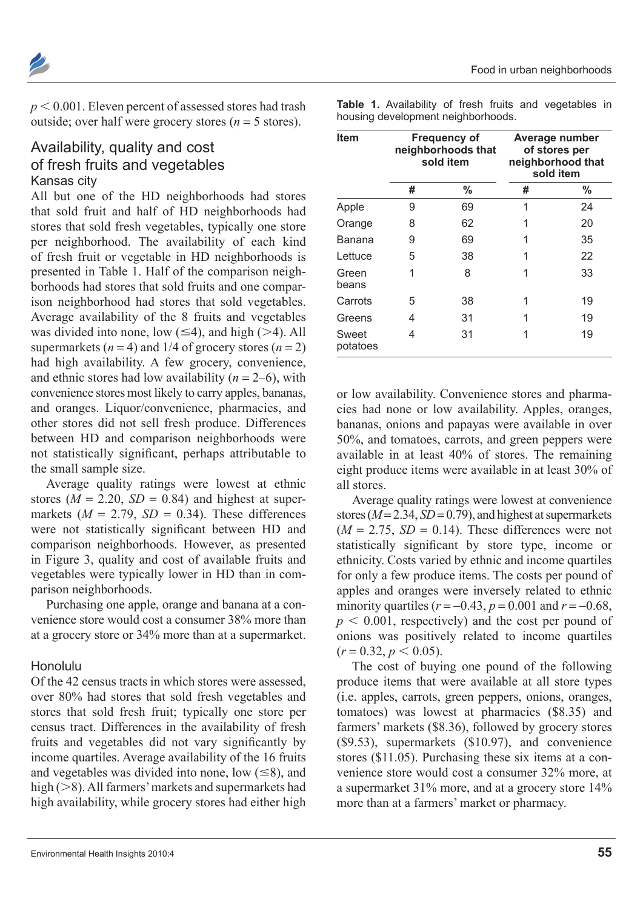$p < 0.001$. Eleven percent of assessed stores had trash outside; over half were grocery stores ($n = 5$ stores).

## Availability, quality and cost of fresh fruits and vegetables

### Kansas city

All but one of the HD neighborhoods had stores that sold fruit and half of HD neighborhoods had stores that sold fresh vegetables, typically one store per neighborhood. The availability of each kind of fresh fruit or vegetable in HD neighborhoods is presented in Table 1. Half of the comparison neighborhoods had stores that sold fruits and one comparison neighborhood had stores that sold vegetables. Average availability of the 8 fruits and vegetables was divided into none, low ($\leq 4$), and high ($> 4$). All supermarkets ($n = 4$) and 1/4 of grocery stores ($n = 2$) had high availability. A few grocery, convenience, and ethnic stores had low availability ($n = 2$–$6$), with convenience stores most likely to carry apples, bananas, and oranges. Liquor/convenience, pharmacies, and other stores did not sell fresh produce. Differences between HD and comparison neighborhoods were not statistically significant, perhaps attributable to the small sample size.

Average quality ratings were lowest at ethnic stores ($M = 2.20$, $SD = 0.84$) and highest at supermarkets ($M = 2.79$, $SD = 0.34$). These differences were not statistically significant between HD and comparison neighborhoods. However, as presented in Figure 3, quality and cost of available fruits and vegetables were typically lower in HD than in comparison neighborhoods.

Purchasing one apple, orange and banana at a convenience store would cost a consumer 38% more than at a grocery store or 34% more than at a supermarket.

**Table 1.** Availability of fresh fruits and vegetables in housing development neighborhoods.

| Item | Frequency of neighborhoods that sold item | | Average number of stores per neighborhood that sold item | |
|---|---|---|---|---|
| | # | % | # | % |
| Apple | 9 | 69 | 1 | 24 |
| Orange | 8 | 62 | 1 | 20 |
| Banana | 9 | 69 | 1 | 35 |
| Lettuce | 5 | 38 | 1 | 22 |
| Green beans | 1 | 8 | 1 | 33 |
| Carrots | 5 | 38 | 1 | 19 |
| Greens | 4 | 31 | 1 | 19 |
| Sweet potatoes | 4 | 31 | 1 | 19 |

### Honolulu

Of the 42 census tracts in which stores were assessed, over 80% had stores that sold fresh vegetables and stores that sold fresh fruit; typically one store per census tract. Differences in the availability of fresh fruits and vegetables did not vary significantly by income quartiles. Average availability of the 16 fruits and vegetables was divided into none, low ($\leq 8$), and high ($> 8$). All farmers' markets and supermarkets had high availability, while grocery stores had either high or low availability. Convenience stores and pharmacies had none or low availability. Apples, oranges, bananas, onions and papayas were available in over 50%, and tomatoes, carrots, and green peppers were available in at least 40% of stores. The remaining eight produce items were available in at least 30% of all stores.

Average quality ratings were lowest at convenience stores ($M = 2.34$, $SD = 0.79$), and highest at supermarkets ($M = 2.75$, $SD = 0.14$). These differences were not statistically significant by store type, income or ethnicity. Costs varied by ethnic and income quartiles for only a few produce items. The costs per pound of apples and oranges were inversely related to ethnic minority quartiles ($r = -0.43$, $p = 0.001$ and $r = -0.68$, $p < 0.001$, respectively) and the cost per pound of onions was positively related to income quartiles ($r = 0.32$, $p < 0.05$).

The cost of buying one pound of the following produce items that were available at all store types (i.e. apples, carrots, green peppers, onions, oranges, tomatoes) was lowest at pharmacies ($8.35) and farmers' markets ($8.36), followed by grocery stores ($9.53), supermarkets ($10.97), and convenience stores ($11.05). Purchasing these six items at a convenience store would cost a consumer 32% more, at a supermarket 31% more, and at a grocery store 14% more than at a farmers' market or pharmacy.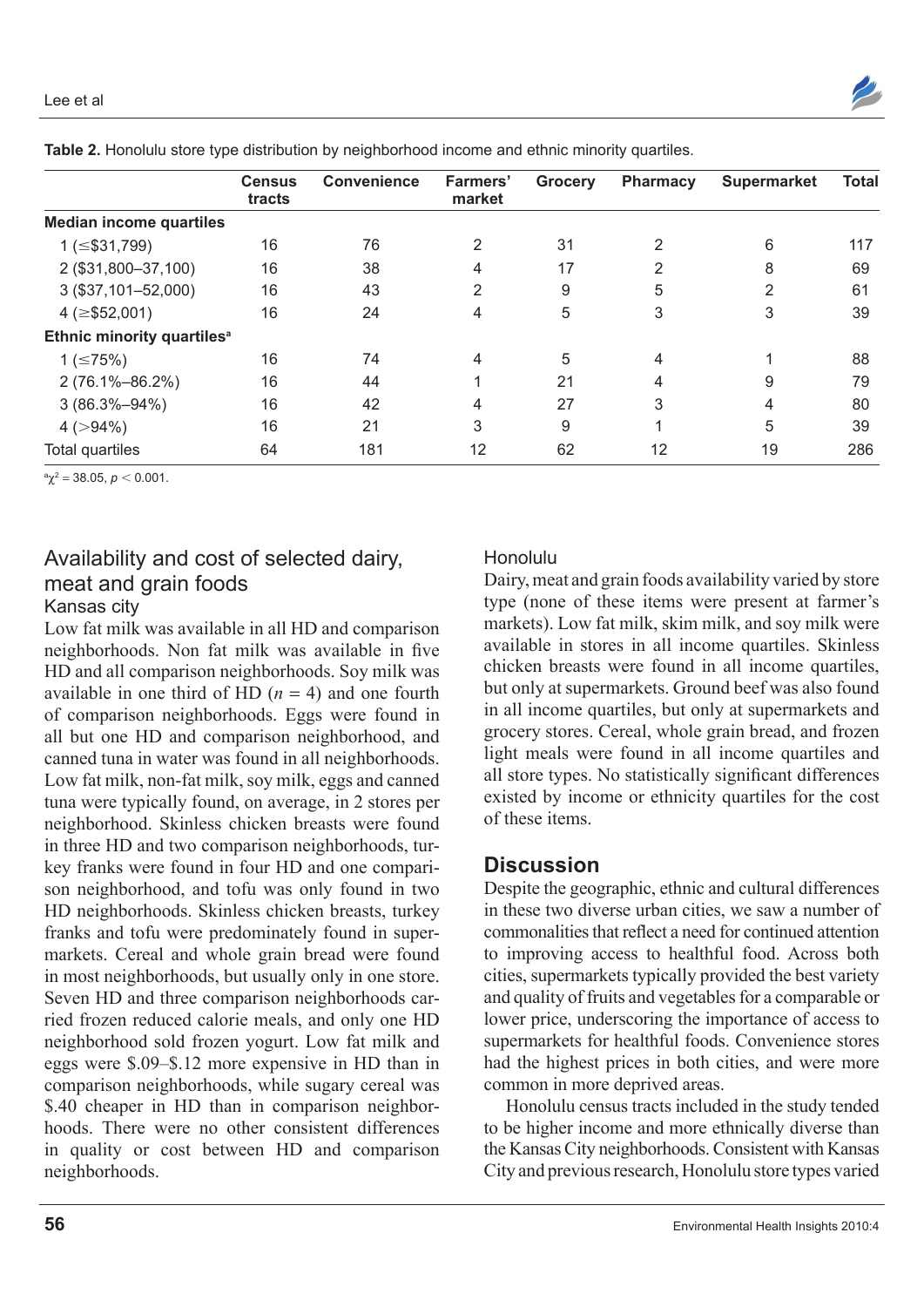**Table 2.** Honolulu store type distribution by neighborhood income and ethnic minority quartiles.

| | Census tracts | Convenience | Farmers' market | Grocery | Pharmacy | Supermarket | Total |
|---|---|---|---|---|---|---|---|
| **Median income quartiles** | | | | | | | |
| 1 (≤$31,799) | 16 | 76 | 2 | 31 | 2 | 6 | 117 |
| 2 ($31,800–37,100) | 16 | 38 | 4 | 17 | 2 | 8 | 69 |
| 3 ($37,101–52,000) | 16 | 43 | 2 | 9 | 5 | 2 | 61 |
| 4 (≥$52,001) | 16 | 24 | 4 | 5 | 3 | 3 | 39 |
| **Ethnic minority quartiles**[a] | | | | | | | |
| 1 (≤75%) | 16 | 74 | 4 | 5 | 4 | 1 | 88 |
| 2 (76.1%–86.2%) | 16 | 44 | 1 | 21 | 4 | 9 | 79 |
| 3 (86.3%–94%) | 16 | 42 | 4 | 27 | 3 | 4 | 80 |
| 4 (>94%) | 16 | 21 | 3 | 9 | 1 | 5 | 39 |
| Total quartiles | 64 | 181 | 12 | 62 | 12 | 19 | 286 |

[a] $\chi^2 = 38.05$, $p < 0.001$.

## Availability and cost of selected dairy, meat and grain foods

### Kansas city

Low fat milk was available in all HD and comparison neighborhoods. Non fat milk was available in five HD and all comparison neighborhoods. Soy milk was available in one third of HD ($n = 4$) and one fourth of comparison neighborhoods. Eggs were found in all but one HD and comparison neighborhood, and canned tuna in water was found in all neighborhoods. Low fat milk, non-fat milk, soy milk, eggs and canned tuna were typically found, on average, in 2 stores per neighborhood. Skinless chicken breasts were found in three HD and two comparison neighborhoods, turkey franks were found in four HD and one comparison neighborhood, and tofu was only found in two HD neighborhoods. Skinless chicken breasts, turkey franks and tofu were predominately found in supermarkets. Cereal and whole grain bread were found in most neighborhoods, but usually only in one store. Seven HD and three comparison neighborhoods carried frozen reduced calorie meals, and only one HD neighborhood sold frozen yogurt. Low fat milk and eggs were \$.09–\$.12 more expensive in HD than in comparison neighborhoods, while sugary cereal was \$.40 cheaper in HD than in comparison neighborhoods. There were no other consistent differences in quality or cost between HD and comparison neighborhoods.

### Honolulu

Dairy, meat and grain foods availability varied by store type (none of these items were present at farmer's markets). Low fat milk, skim milk, and soy milk were available in stores in all income quartiles. Skinless chicken breasts were found in all income quartiles, but only at supermarkets. Ground beef was also found in all income quartiles, but only at supermarkets and grocery stores. Cereal, whole grain bread, and frozen light meals were found in all income quartiles and all store types. No statistically significant differences existed by income or ethnicity quartiles for the cost of these items.

## Discussion

Despite the geographic, ethnic and cultural differences in these two diverse urban cities, we saw a number of commonalities that reflect a need for continued attention to improving access to healthful food. Across both cities, supermarkets typically provided the best variety and quality of fruits and vegetables for a comparable or lower price, underscoring the importance of access to supermarkets for healthful foods. Convenience stores had the highest prices in both cities, and were more common in more deprived areas.

Honolulu census tracts included in the study tended to be higher income and more ethnically diverse than the Kansas City neighborhoods. Consistent with Kansas City and previous research, Honolulu store types varied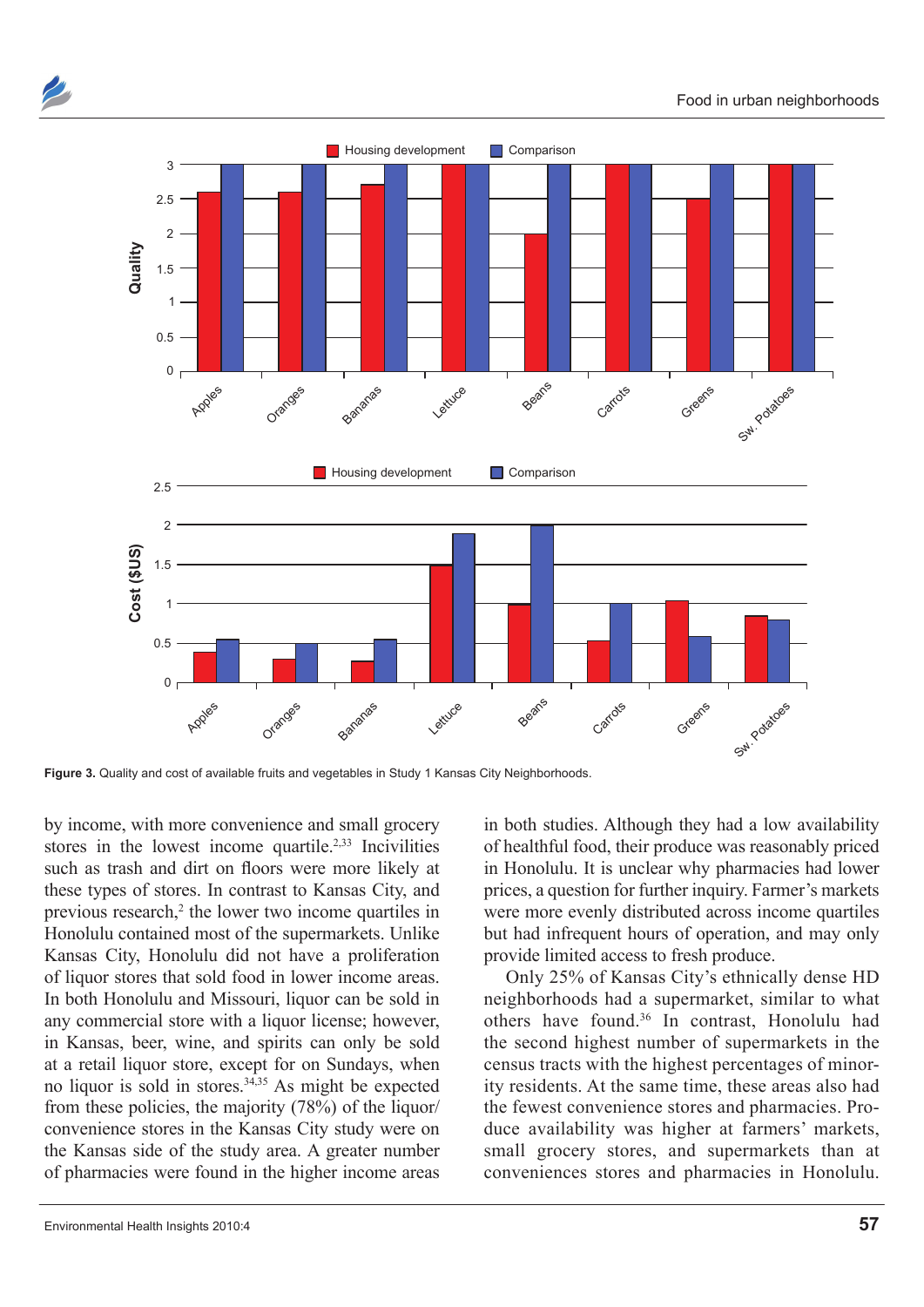Figure 3. Quality and cost of available fruits and vegetables in Study 1 Kansas City Neighborhoods.

by income, with more convenience and small grocery stores in the lowest income quartile.[2,33] Incivilities such as trash and dirt on floors were more likely at these types of stores. In contrast to Kansas City, and previous research,[2] the lower two income quartiles in Honolulu contained most of the supermarkets. Unlike Kansas City, Honolulu did not have a proliferation of liquor stores that sold food in lower income areas. In both Honolulu and Missouri, liquor can be sold in any commercial store with a liquor license; however, in Kansas, beer, wine, and spirits can only be sold at a retail liquor store, except for on Sundays, when no liquor is sold in stores.[34,35] As might be expected from these policies, the majority (78%) of the liquor/convenience stores in the Kansas City study were on the Kansas side of the study area. A greater number of pharmacies were found in the higher income areas in both studies. Although they had a low availability of healthful food, their produce was reasonably priced in Honolulu. It is unclear why pharmacies had lower prices, a question for further inquiry. Farmer's markets were more evenly distributed across income quartiles but had infrequent hours of operation, and may only provide limited access to fresh produce.

Only 25% of Kansas City's ethnically dense HD neighborhoods had a supermarket, similar to what others have found.[36] In contrast, Honolulu had the second highest number of supermarkets in the census tracts with the highest percentages of minority residents. At the same time, these areas also had the fewest convenience stores and pharmacies. Produce availability was higher at farmers' markets, small grocery stores, and supermarkets than at conveniences stores and pharmacies in Honolulu.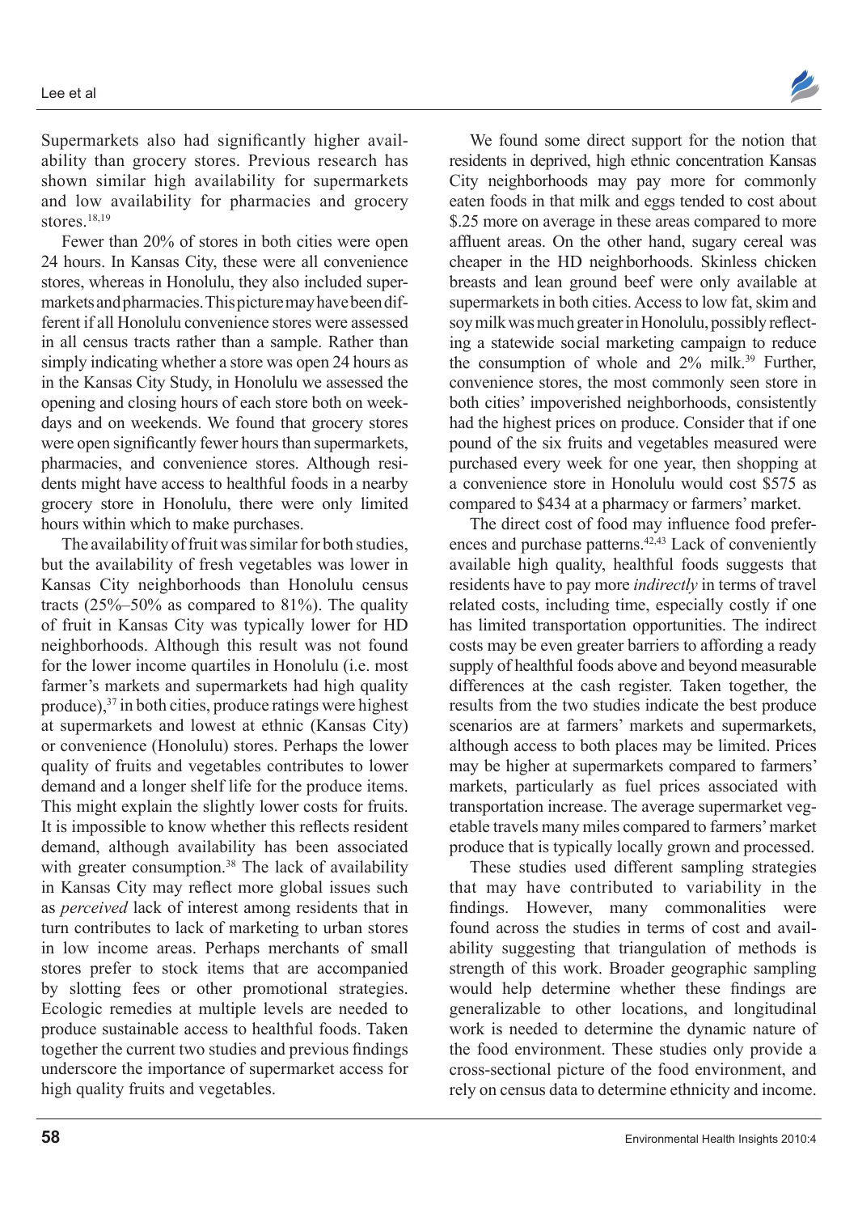Supermarkets also had significantly higher availability than grocery stores. Previous research has shown similar high availability for supermarkets and low availability for pharmacies and grocery stores.[18,19]

Fewer than 20% of stores in both cities were open 24 hours. In Kansas City, these were all convenience stores, whereas in Honolulu, they also included supermarkets and pharmacies. This picture may have been different if all Honolulu convenience stores were assessed in all census tracts rather than a sample. Rather than simply indicating whether a store was open 24 hours as in the Kansas City Study, in Honolulu we assessed the opening and closing hours of each store both on weekdays and on weekends. We found that grocery stores were open significantly fewer hours than supermarkets, pharmacies, and convenience stores. Although residents might have access to healthful foods in a nearby grocery store in Honolulu, there were only limited hours within which to make purchases.

The availability of fruit was similar for both studies, but the availability of fresh vegetables was lower in Kansas City neighborhoods than Honolulu census tracts (25%–50% as compared to 81%). The quality of fruit in Kansas City was typically lower for HD neighborhoods. Although this result was not found for the lower income quartiles in Honolulu (i.e. most farmer's markets and supermarkets had high quality produce),[37] in both cities, produce ratings were highest at supermarkets and lowest at ethnic (Kansas City) or convenience (Honolulu) stores. Perhaps the lower quality of fruits and vegetables contributes to lower demand and a longer shelf life for the produce items. This might explain the slightly lower costs for fruits. It is impossible to know whether this reflects resident demand, although availability has been associated with greater consumption.[38] The lack of availability in Kansas City may reflect more global issues such as *perceived* lack of interest among residents that in turn contributes to lack of marketing to urban stores in low income areas. Perhaps merchants of small stores prefer to stock items that are accompanied by slotting fees or other promotional strategies. Ecologic remedies at multiple levels are needed to produce sustainable access to healthful foods. Taken together the current two studies and previous findings underscore the importance of supermarket access for high quality fruits and vegetables.

We found some direct support for the notion that residents in deprived, high ethnic concentration Kansas City neighborhoods may pay more for commonly eaten foods in that milk and eggs tended to cost about $.25 more on average in these areas compared to more affluent areas. On the other hand, sugary cereal was cheaper in the HD neighborhoods. Skinless chicken breasts and lean ground beef were only available at supermarkets in both cities. Access to low fat, skim and soy milk was much greater in Honolulu, possibly reflecting a statewide social marketing campaign to reduce the consumption of whole and 2% milk.[39] Further, convenience stores, the most commonly seen store in both cities' impoverished neighborhoods, consistently had the highest prices on produce. Consider that if one pound of the six fruits and vegetables measured were purchased every week for one year, then shopping at a convenience store in Honolulu would cost $575 as compared to $434 at a pharmacy or farmers' market.

The direct cost of food may influence food preferences and purchase patterns.[42,43] Lack of conveniently available high quality, healthful foods suggests that residents have to pay more *indirectly* in terms of travel related costs, including time, especially costly if one has limited transportation opportunities. The indirect costs may be even greater barriers to affording a ready supply of healthful foods above and beyond measurable differences at the cash register. Taken together, the results from the two studies indicate the best produce scenarios are at farmers' markets and supermarkets, although access to both places may be limited. Prices may be higher at supermarkets compared to farmers' markets, particularly as fuel prices associated with transportation increase. The average supermarket vegetable travels many miles compared to farmers' market produce that is typically locally grown and processed.

These studies used different sampling strategies that may have contributed to variability in the findings. However, many commonalities were found across the studies in terms of cost and availability suggesting that triangulation of methods is strength of this work. Broader geographic sampling would help determine whether these findings are generalizable to other locations, and longitudinal work is needed to determine the dynamic nature of the food environment. These studies only provide a cross-sectional picture of the food environment, and rely on census data to determine ethnicity and income.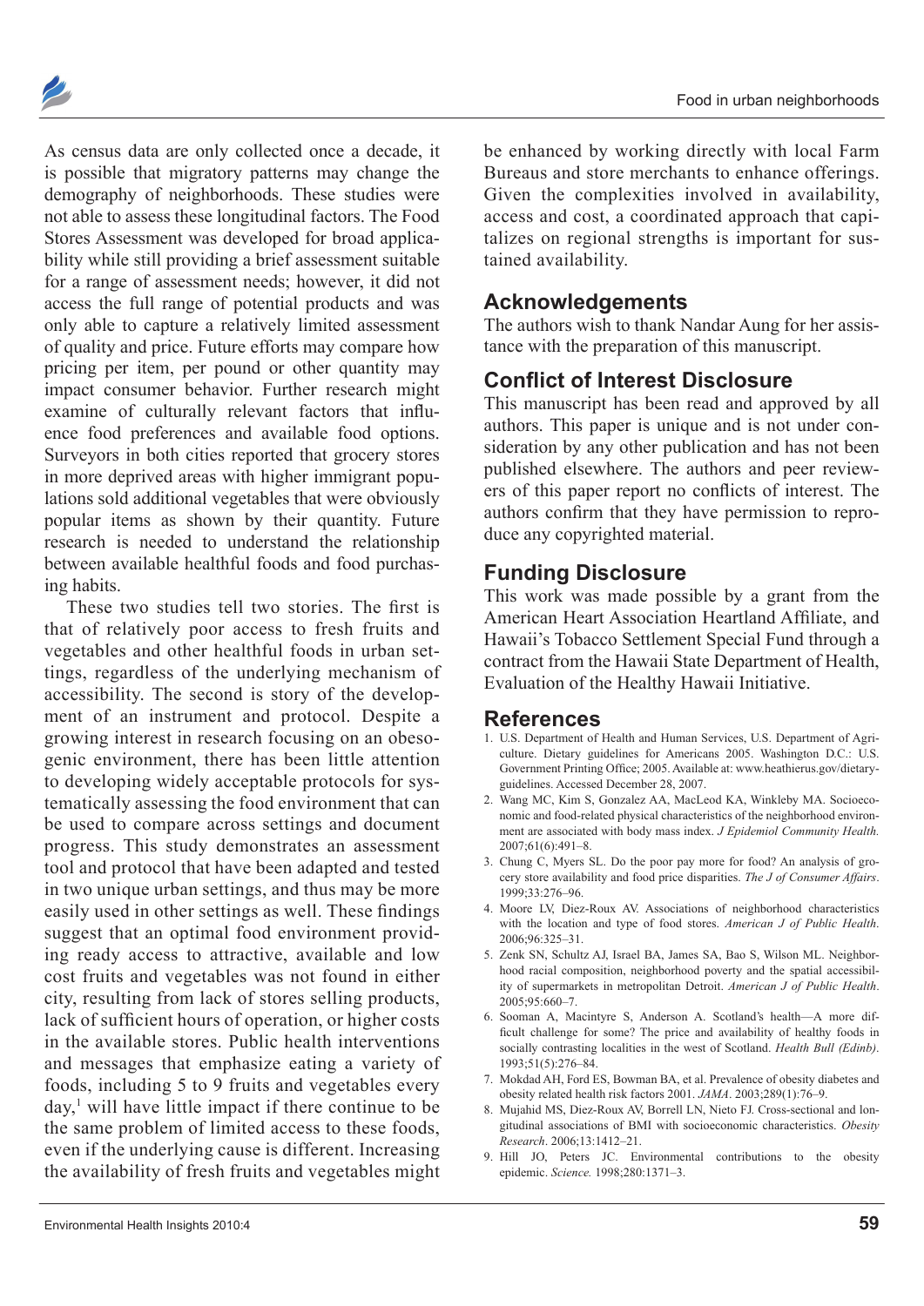As census data are only collected once a decade, it is possible that migratory patterns may change the demography of neighborhoods. These studies were not able to assess these longitudinal factors. The Food Stores Assessment was developed for broad applicability while still providing a brief assessment suitable for a range of assessment needs; however, it did not access the full range of potential products and was only able to capture a relatively limited assessment of quality and price. Future efforts may compare how pricing per item, per pound or other quantity may impact consumer behavior. Further research might examine of culturally relevant factors that influence food preferences and available food options. Surveyors in both cities reported that grocery stores in more deprived areas with higher immigrant populations sold additional vegetables that were obviously popular items as shown by their quantity. Future research is needed to understand the relationship between available healthful foods and food purchasing habits.

These two studies tell two stories. The first is that of relatively poor access to fresh fruits and vegetables and other healthful foods in urban settings, regardless of the underlying mechanism of accessibility. The second is story of the development of an instrument and protocol. Despite a growing interest in research focusing on an obesogenic environment, there has been little attention to developing widely acceptable protocols for systematically assessing the food environment that can be used to compare across settings and document progress. This study demonstrates an assessment tool and protocol that have been adapted and tested in two unique urban settings, and thus may be more easily used in other settings as well. These findings suggest that an optimal food environment providing ready access to attractive, available and low cost fruits and vegetables was not found in either city, resulting from lack of stores selling products, lack of sufficient hours of operation, or higher costs in the available stores. Public health interventions and messages that emphasize eating a variety of foods, including 5 to 9 fruits and vegetables every day,[1] will have little impact if there continue to be the same problem of limited access to these foods, even if the underlying cause is different. Increasing the availability of fresh fruits and vegetables might be enhanced by working directly with local Farm Bureaus and store merchants to enhance offerings. Given the complexities involved in availability, access and cost, a coordinated approach that capitalizes on regional strengths is important for sustained availability.

## Acknowledgements

The authors wish to thank Nandar Aung for her assistance with the preparation of this manuscript.

## Conflict of Interest Disclosure

This manuscript has been read and approved by all authors. This paper is unique and is not under consideration by any other publication and has not been published elsewhere. The authors and peer reviewers of this paper report no conflicts of interest. The authors confirm that they have permission to reproduce any copyrighted material.

## Funding Disclosure

This work was made possible by a grant from the American Heart Association Heartland Affiliate, and Hawaii's Tobacco Settlement Special Fund through a contract from the Hawaii State Department of Health, Evaluation of the Healthy Hawaii Initiative.

## References

1. U.S. Department of Health and Human Services, U.S. Department of Agriculture. Dietary guidelines for Americans 2005. Washington D.C.: U.S. Government Printing Office; 2005. Available at: www.heathierus.gov/dietaryguidelines. Accessed December 28, 2007.
2. Wang MC, Kim S, Gonzalez AA, MacLeod KA, Winkleby MA. Socioeconomic and food-related physical characteristics of the neighborhood environment are associated with body mass index. *J Epidemiol Community Health.* 2007;61(6):491–8.
3. Chung C, Myers SL. Do the poor pay more for food? An analysis of grocery store availability and food price disparities. *The J of Consumer Affairs*. 1999;33:276–96.
4. Moore LV, Diez-Roux AV. Associations of neighborhood characteristics with the location and type of food stores. *American J of Public Health*. 2006;96:325–31.
5. Zenk SN, Schultz AJ, Israel BA, James SA, Bao S, Wilson ML. Neighborhood racial composition, neighborhood poverty and the spatial accessibility of supermarkets in metropolitan Detroit. *American J of Public Health*. 2005;95:660–7.
6. Sooman A, Macintyre S, Anderson A. Scotland's health—A more difficult challenge for some? The price and availability of healthy foods in socially contrasting localities in the west of Scotland. *Health Bull (Edinb)*. 1993;51(5):276–84.
7. Mokdad AH, Ford ES, Bowman BA, et al. Prevalence of obesity diabetes and obesity related health risk factors 2001. *JAMA*. 2003;289(1):76–9.
8. Mujahid MS, Diez-Roux AV, Borrell LN, Nieto FJ. Cross-sectional and longitudinal associations of BMI with socioeconomic characteristics. *Obesity Research*. 2006;13:1412–21.
9. Hill JO, Peters JC. Environmental contributions to the obesity epidemic. *Science.* 1998;280:1371–3.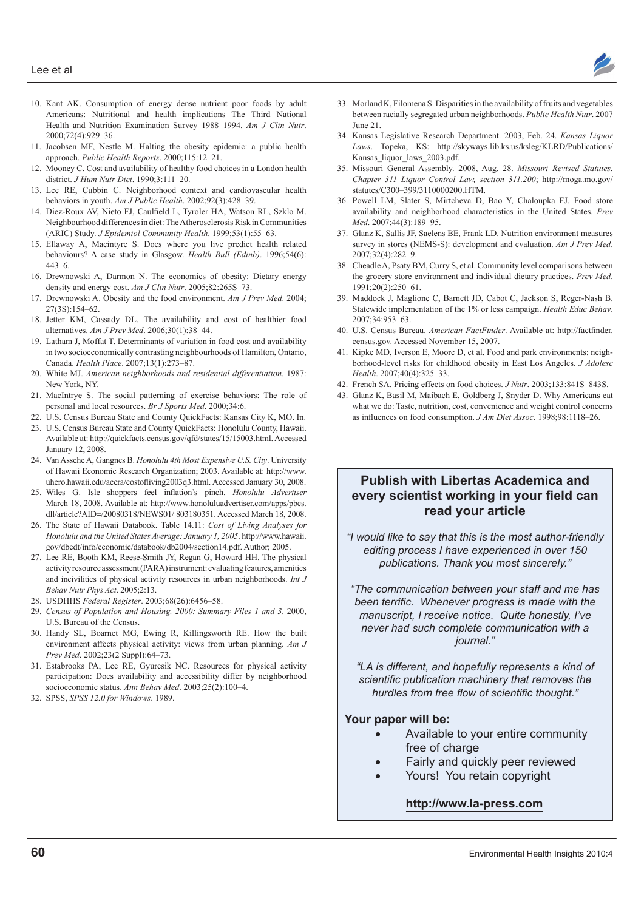10. Kant AK. Consumption of energy dense nutrient poor foods by adult Americans: Nutritional and health implications The Third National Health and Nutrition Examination Survey 1988–1994. *Am J Clin Nutr*. 2000;72(4):929–36.
11. Jacobsen MF, Nestle M. Halting the obesity epidemic: a public health approach. *Public Health Reports*. 2000;115:12–21.
12. Mooney C. Cost and availability of healthy food choices in a London health district. *J Hum Nutr Diet*. 1990;3:111–20.
13. Lee RE, Cubbin C. Neighborhood context and cardiovascular health behaviors in youth. *Am J Public Health*. 2002;92(3):428–39.
14. Diez-Roux AV, Nieto FJ, Caulfield L, Tyroler HA, Watson RL, Szklo M. Neighbourhood differences in diet: The Atherosclerosis Risk in Communities (ARIC) Study. *J Epidemiol Community Health*. 1999;53(1):55–63.
15. Ellaway A, Macintyre S. Does where you live predict health related behaviours? A case study in Glasgow. *Health Bull (Edinb)*. 1996;54(6): 443–6.
16. Drewnowski A, Darmon N. The economics of obesity: Dietary energy density and energy cost. *Am J Clin Nutr*. 2005;82:265S–73.
17. Drewnowski A. Obesity and the food environment. *Am J Prev Med*. 2004; 27(3S):154–62.
18. Jetter KM, Cassady DL. The availability and cost of healthier food alternatives. *Am J Prev Med*. 2006;30(1):38–44.
19. Latham J, Moffat T. Determinants of variation in food cost and availability in two socioeconomically contrasting neighbourhoods of Hamilton, Ontario, Canada. *Health Place*. 2007;13(1):273–87.
20. White MJ. *American neighborhoods and residential differentiation*. 1987: New York, NY.
21. MacIntrye S. The social patterning of exercise behaviors: The role of personal and local resources. *Br J Sports Med*. 2000;34:6.
22. U.S. Census Bureau State and County QuickFacts: Kansas City K, MO. In.
23. U.S. Census Bureau State and County QuickFacts: Honolulu County, Hawaii. Available at: http://quickfacts.census.gov/qfd/states/15/15003.html. Accessed January 12, 2008.
24. Van Assche A, Gangnes B. *Honolulu 4th Most Expensive U.S. City*. University of Hawaii Economic Research Organization; 2003. Available at: http://www.uhero.hawaii.edu/accra/costofliving2003q3.html. Accessed January 30, 2008.
25. Wiles G. Isle shoppers feel inflation's pinch. *Honolulu Advertiser* March 18, 2008. Available at: http://www.honoluluadvertiser.com/apps/pbcs.dll/article?AID=/20080318/NEWS01/ 803180351. Accessed March 18, 2008.
26. The State of Hawaii Databook. Table 14.11: *Cost of Living Analyses for Honolulu and the United States Average: January 1, 2005*. http://www.hawaii.gov/dbedt/info/economic/databook/db2004/section14.pdf. Author; 2005.
27. Lee RE, Booth KM, Reese-Smith JY, Regan G, Howard HH. The physical activity resource assessment (PARA) instrument: evaluating features, amenities and incivilities of physical activity resources in urban neighborhoods. *Int J Behav Nutr Phys Act*. 2005;2:13.
28. USDHHS *Federal Register*. 2003;68(26):6456–58.
29. *Census of Population and Housing, 2000: Summary Files 1 and 3*. 2000, U.S. Bureau of the Census.
30. Handy SL, Boarnet MG, Ewing R, Killingsworth RE. How the built environment affects physical activity: views from urban planning. *Am J Prev Med*. 2002;23(2 Suppl):64–73.
31. Estabrooks PA, Lee RE, Gyurcsik NC. Resources for physical activity participation: Does availability and accessibility differ by neighborhood socioeconomic status. *Ann Behav Med*. 2003;25(2):100–4.
32. SPSS, *SPSS 12.0 for Windows*. 1989.
33. Morland K, Filomena S. Disparities in the availability of fruits and vegetables between racially segregated urban neighborhoods. *Public Health Nutr*. 2007 June 21.
34. Kansas Legislative Research Department. 2003, Feb. 24. *Kansas Liquor Laws*. Topeka, KS: http://skyways.lib.ks.us/ksleg/KLRD/Publications/Kansas_liquor_laws_2003.pdf.
35. Missouri General Assembly. 2008, Aug. 28. *Missouri Revised Statutes. Chapter 311 Liquor Control Law, section 311.200*; http://moga.mo.gov/statutes/C300–399/3110000200.HTM.
36. Powell LM, Slater S, Mirtcheva D, Bao Y, Chaloupka FJ. Food store availability and neighborhood characteristics in the United States. *Prev Med*. 2007;44(3):189–95.
37. Glanz K, Sallis JF, Saelens BE, Frank LD. Nutrition environment measures survey in stores (NEMS-S): development and evaluation. *Am J Prev Med*. 2007;32(4):282–9.
38. Cheadle A, Psaty BM, Curry S, et al. Community level comparisons between the grocery store environment and individual dietary practices. *Prev Med*. 1991;20(2):250–61.
39. Maddock J, Maglione C, Barnett JD, Cabot C, Jackson S, Reger-Nash B. Statewide implementation of the 1% or less campaign. *Health Educ Behav*. 2007;34:953–63.
40. U.S. Census Bureau. *American FactFinder*. Available at: http://factfinder.census.gov. Accessed November 15, 2007.
41. Kipke MD, Iverson E, Moore D, et al. Food and park environments: neighborhood-level risks for childhood obesity in East Los Angeles. *J Adolesc Health*. 2007;40(4):325–33.
42. French SA. Pricing effects on food choices. *J Nutr*. 2003;133:841S–843S.
43. Glanz K, Basil M, Maibach E, Goldberg J, Snyder D. Why Americans eat what we do: Taste, nutrition, cost, convenience and weight control concerns as influences on food consumption. *J Am Diet Assoc*. 1998;98:1118–26.

**Publish with Libertas Academica and every scientist working in your field can read your article**

*"I would like to say that this is the most author-friendly editing process I have experienced in over 150 publications. Thank you most sincerely."*

*"The communication between your staff and me has been terrific. Whenever progress is made with the manuscript, I receive notice. Quite honestly, I've never had such complete communication with a journal."*

*"LA is different, and hopefully represents a kind of scientific publication machinery that removes the hurdles from free flow of scientific thought."*

**Your paper will be:**

- Available to your entire community free of charge
- Fairly and quickly peer reviewed
- Yours! You retain copyright

**http://www.la-press.com**